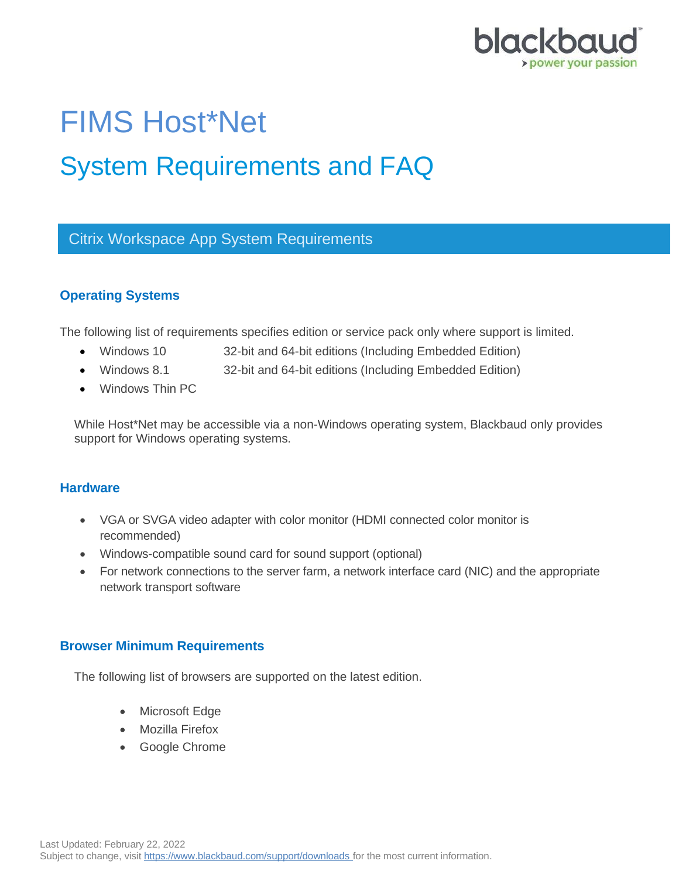# FIMS Host*Net

## System Requirements and FAQ

## Citrix Workspace App System Requirements

### Operating Systems

The following list of requirements specifies edition or service pack only where support is limited.

- Windows 10 — 32-bit and 64-bit editions (Including Embedded Edition)
- Windows 8.1 — 32-bit and 64-bit editions (Including Embedded Edition)
- Windows Thin PC

While Host*Net may be accessible via a non-Windows operating system, Blackbaud only provides support for Windows operating systems.

### Hardware

- VGA or SVGA video adapter with color monitor (HDMI connected color monitor is recommended)
- Windows-compatible sound card for sound support (optional)
- For network connections to the server farm, a network interface card (NIC) and the appropriate network transport software

### Browser Minimum Requirements

The following list of browsers are supported on the latest edition.

- Microsoft Edge
- Mozilla Firefox
- Google Chrome

Last Updated: February 22, 2022
Subject to change, visit https://www.blackbaud.com/support/downloads for the most current information.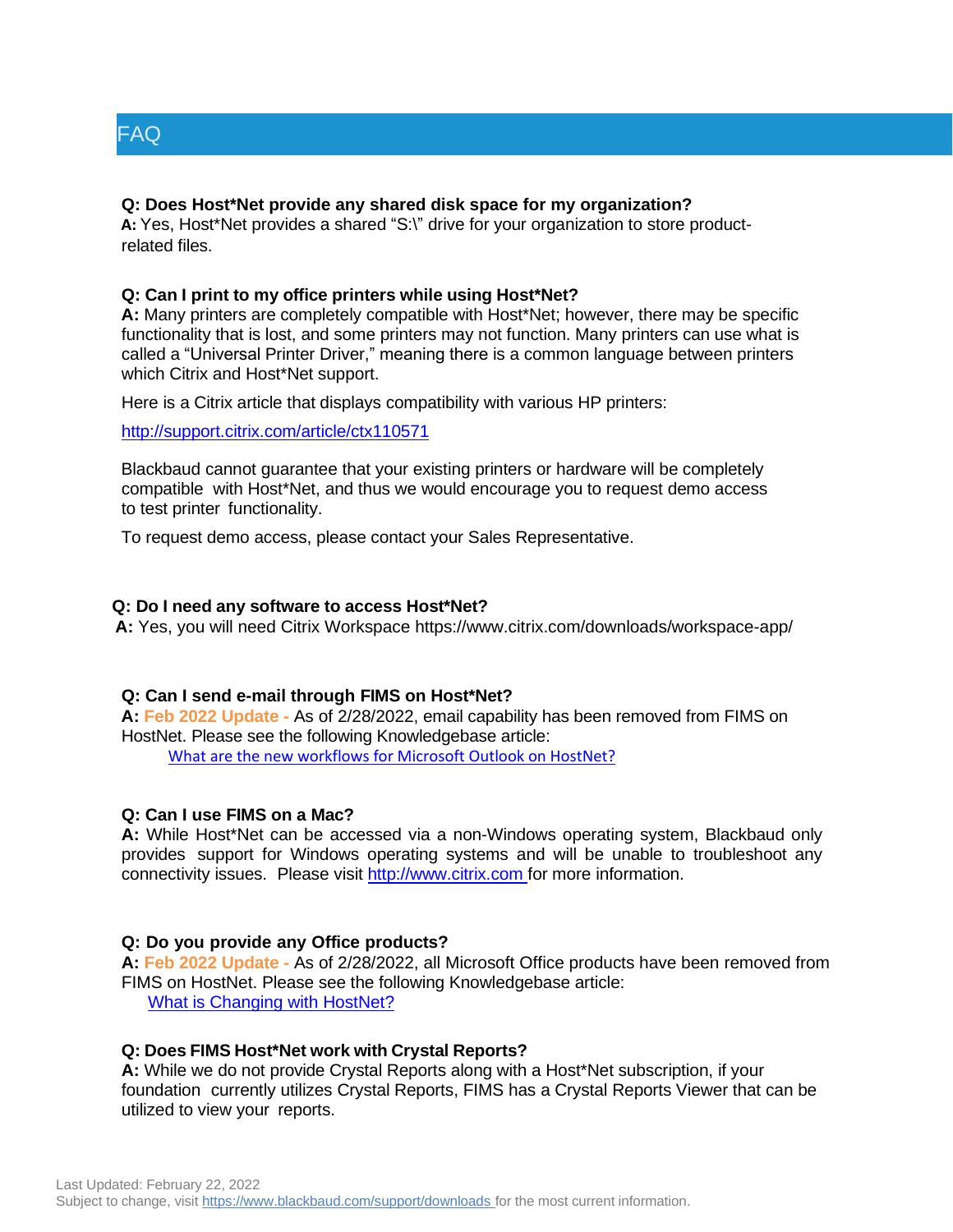## FAQ

**Q: Does Host*Net provide any shared disk space for my organization?**
**A:** Yes, Host*Net provides a shared "S:\" drive for your organization to store product-related files.

**Q: Can I print to my office printers while using Host*Net?**
**A:** Many printers are completely compatible with Host*Net; however, there may be specific functionality that is lost, and some printers may not function. Many printers can use what is called a "Universal Printer Driver," meaning there is a common language between printers which Citrix and Host*Net support.

Here is a Citrix article that displays compatibility with various HP printers:

[http://support.citrix.com/article/ctx110571](http://support.citrix.com/article/ctx110571)

Blackbaud cannot guarantee that your existing printers or hardware will be completely compatible with Host*Net, and thus we would encourage you to request demo access to test printer functionality.

To request demo access, please contact your Sales Representative.

**Q: Do I need any software to access Host*Net?**
**A:** Yes, you will need Citrix Workspace https://www.citrix.com/downloads/workspace-app/

**Q: Can I send e-mail through FIMS on Host*Net?**
**A:** **Feb 2022 Update -** As of 2/28/2022, email capability has been removed from FIMS on HostNet. Please see the following Knowledgebase article:
[What are the new workflows for Microsoft Outlook on HostNet?]()

**Q: Can I use FIMS on a Mac?**
**A:** While Host*Net can be accessed via a non-Windows operating system, Blackbaud only provides support for Windows operating systems and will be unable to troubleshoot any connectivity issues. Please visit [http://www.citrix.com](http://www.citrix.com) for more information.

**Q: Do you provide any Office products?**
**A:** **Feb 2022 Update -** As of 2/28/2022, all Microsoft Office products have been removed from FIMS on HostNet. Please see the following Knowledgebase article:
[What is Changing with HostNet?]()

**Q: Does FIMS Host*Net work with Crystal Reports?**
**A:** While we do not provide Crystal Reports along with a Host*Net subscription, if your foundation currently utilizes Crystal Reports, FIMS has a Crystal Reports Viewer that can be utilized to view your reports.

Last Updated: February 22, 2022
Subject to change, visit [https://www.blackbaud.com/support/downloads](https://www.blackbaud.com/support/downloads) for the most current information.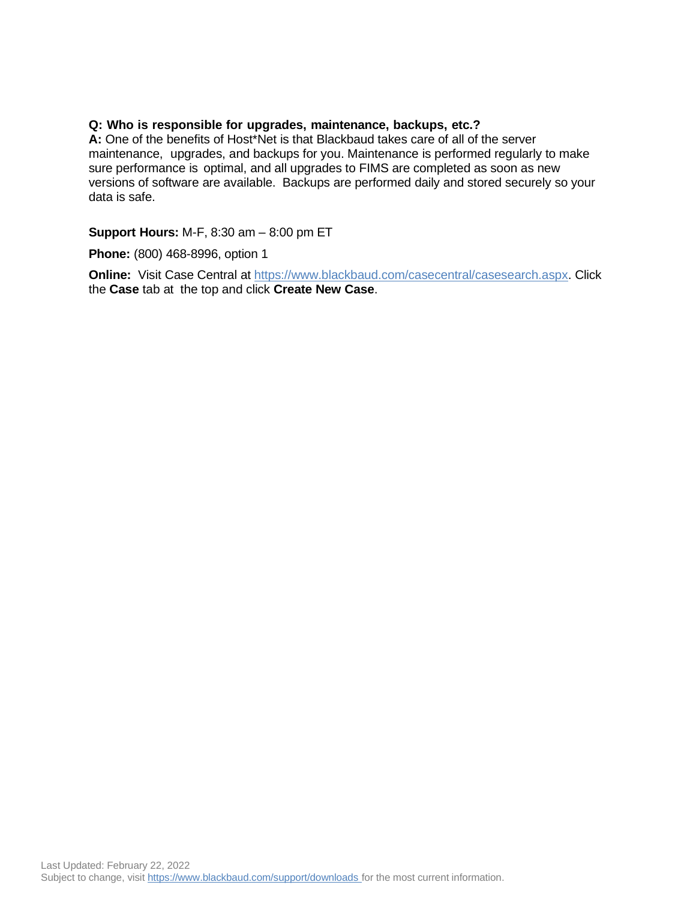**Q: Who is responsible for upgrades, maintenance, backups, etc.?**
**A:** One of the benefits of Host*Net is that Blackbaud takes care of all of the server maintenance, upgrades, and backups for you. Maintenance is performed regularly to make sure performance is optimal, and all upgrades to FIMS are completed as soon as new versions of software are available. Backups are performed daily and stored securely so your data is safe.

**Support Hours:** M-F, 8:30 am – 8:00 pm ET

**Phone:** (800) 468-8996, option 1

**Online:** Visit Case Central at https://www.blackbaud.com/casecentral/casesearch.aspx. Click the **Case** tab at the top and click **Create New Case**.